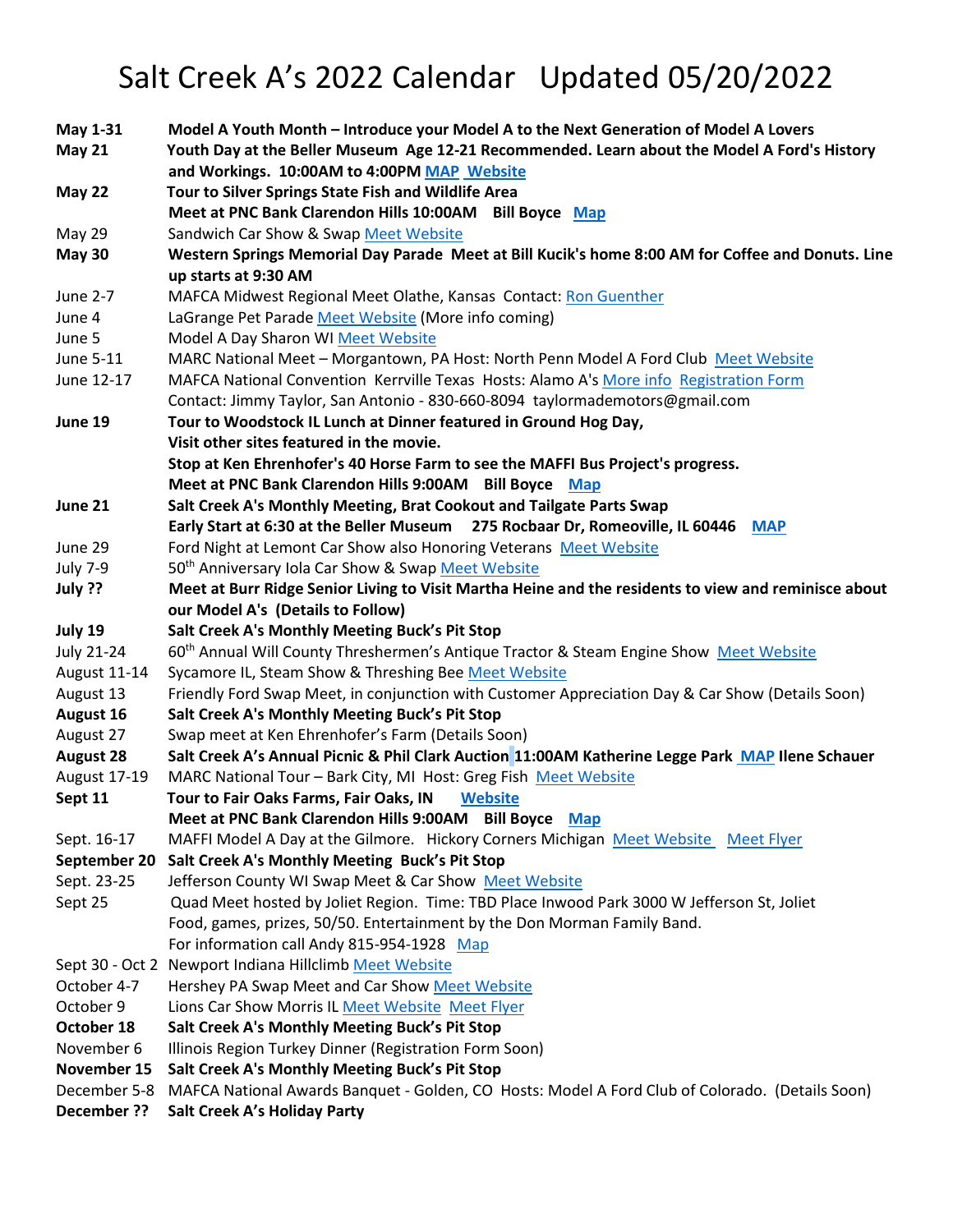# Salt Creek A's 2022 Calendar Updated 05/20/2022

| | |
|---|---|
| **May 1-31** | **Model A Youth Month – Introduce your Model A to the Next Generation of Model A Lovers** |
| **May 21** | **Youth Day at the Beller Museum Age 12-21 Recommended. Learn about the Model A Ford's History and Workings. 10:00AM to 4:00PM MAP Website** |
| **May 22** | **Tour to Silver Springs State Fish and Wildlife Area** **Meet at PNC Bank Clarendon Hills 10:00AM Bill Boyce Map** |
| May 29 | Sandwich Car Show & Swap Meet Website |
| **May 30** | **Western Springs Memorial Day Parade Meet at Bill Kucik's home 8:00 AM for Coffee and Donuts. Line up starts at 9:30 AM** |
| June 2-7 | MAFCA Midwest Regional Meet Olathe, Kansas Contact: Ron Guenther |
| June 4 | LaGrange Pet Parade Meet Website (More info coming) |
| June 5 | Model A Day Sharon WI Meet Website |
| June 5-11 | MARC National Meet – Morgantown, PA Host: North Penn Model A Ford Club Meet Website |
| June 12-17 | MAFCA National Convention Kerrville Texas Hosts: Alamo A's More info Registration Form Contact: Jimmy Taylor, San Antonio - 830-660-8094 taylormademotors@gmail.com |
| **June 19** | **Tour to Woodstock IL Lunch at Dinner featured in Ground Hog Day, Visit other sites featured in the movie. Stop at Ken Ehrenhofer's 40 Horse Farm to see the MAFFI Bus Project's progress. Meet at PNC Bank Clarendon Hills 9:00AM Bill Boyce Map** |
| **June 21** | **Salt Creek A's Monthly Meeting, Brat Cookout and Tailgate Parts Swap Early Start at 6:30 at the Beller Museum 275 Rocbaar Dr, Romeoville, IL 60446 MAP** |
| June 29 | Ford Night at Lemont Car Show also Honoring Veterans Meet Website |
| July 7-9 | 50th Anniversary Iola Car Show & Swap Meet Website |
| **July ??** | **Meet at Burr Ridge Senior Living to Visit Martha Heine and the residents to view and reminisce about our Model A's (Details to Follow)** |
| **July 19** | **Salt Creek A's Monthly Meeting Buck's Pit Stop** |
| July 21-24 | 60th Annual Will County Threshermen's Antique Tractor & Steam Engine Show Meet Website |
| August 11-14 | Sycamore IL, Steam Show & Threshing Bee Meet Website |
| August 13 | Friendly Ford Swap Meet, in conjunction with Customer Appreciation Day & Car Show (Details Soon) |
| **August 16** | **Salt Creek A's Monthly Meeting Buck's Pit Stop** |
| August 27 | Swap meet at Ken Ehrenhofer's Farm (Details Soon) |
| **August 28** | **Salt Creek A's Annual Picnic & Phil Clark Auction 11:00AM Katherine Legge Park MAP Ilene Schauer** |
| August 17-19 | MARC National Tour – Bark City, MI Host: Greg Fish Meet Website |
| **Sept 11** | **Tour to Fair Oaks Farms, Fair Oaks, IN Website** **Meet at PNC Bank Clarendon Hills 9:00AM Bill Boyce Map** |
| Sept. 16-17 | MAFFI Model A Day at the Gilmore. Hickory Corners Michigan Meet Website Meet Flyer |
| **September 20** | **Salt Creek A's Monthly Meeting Buck's Pit Stop** |
| Sept. 23-25 | Jefferson County WI Swap Meet & Car Show Meet Website |
| Sept 25 | Quad Meet hosted by Joliet Region. Time: TBD Place Inwood Park 3000 W Jefferson St, Joliet Food, games, prizes, 50/50. Entertainment by the Don Morman Family Band. For information call Andy 815-954-1928 Map |
| Sept 30 - Oct 2 | Newport Indiana Hillclimb Meet Website |
| October 4-7 | Hershey PA Swap Meet and Car Show Meet Website |
| October 9 | Lions Car Show Morris IL Meet Website Meet Flyer |
| **October 18** | **Salt Creek A's Monthly Meeting Buck's Pit Stop** |
| November 6 | Illinois Region Turkey Dinner (Registration Form Soon) |
| **November 15** | **Salt Creek A's Monthly Meeting Buck's Pit Stop** |
| December 5-8 | MAFCA National Awards Banquet - Golden, CO Hosts: Model A Ford Club of Colorado. (Details Soon) |
| **December ??** | **Salt Creek A's Holiday Party** |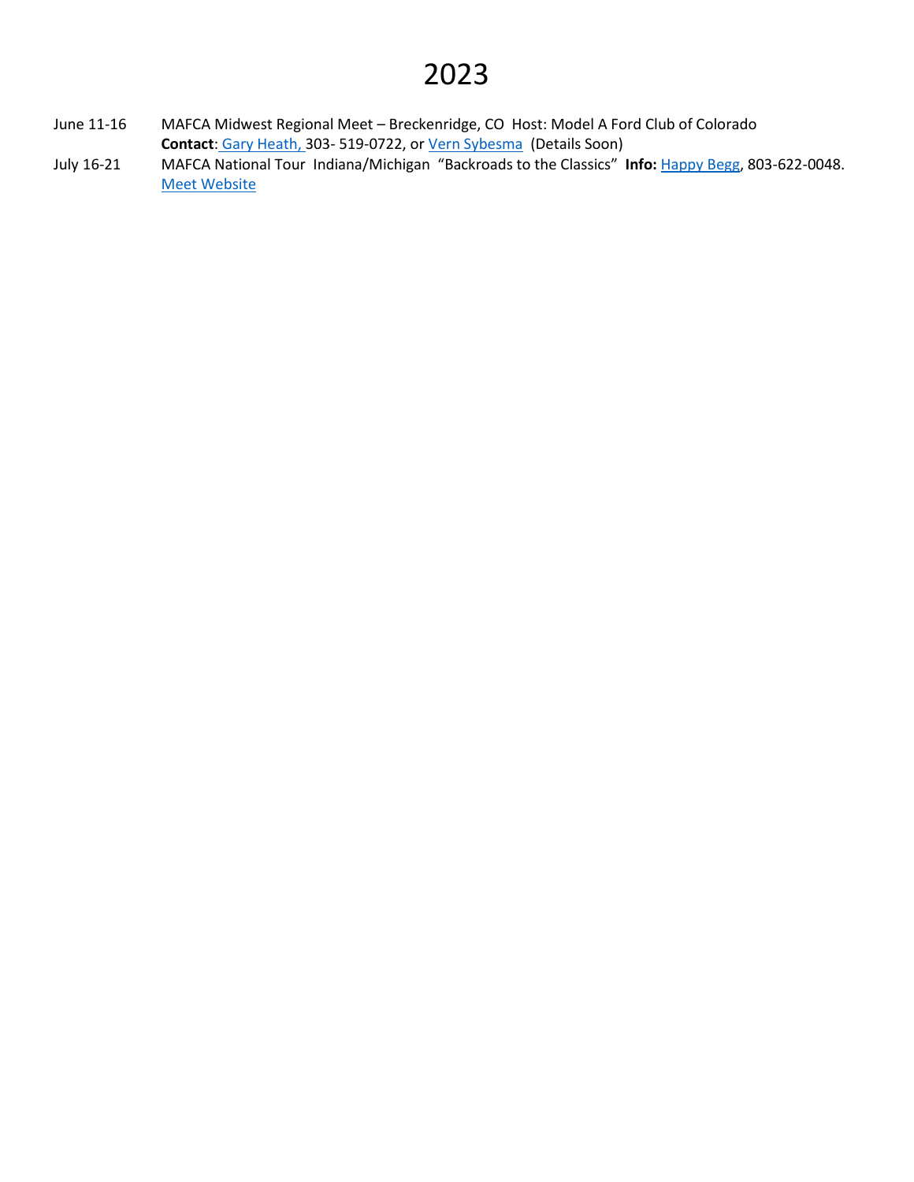# 2023

June 11-16 MAFCA Midwest Regional Meet – Breckenridge, CO Host: Model A Ford Club of Colorado
**Contact**: Gary Heath, 303- 519-0722, or Vern Sybesma (Details Soon)

July 16-21 MAFCA National Tour Indiana/Michigan "Backroads to the Classics" **Info:** Happy Begg, 803-622-0048.
Meet Website